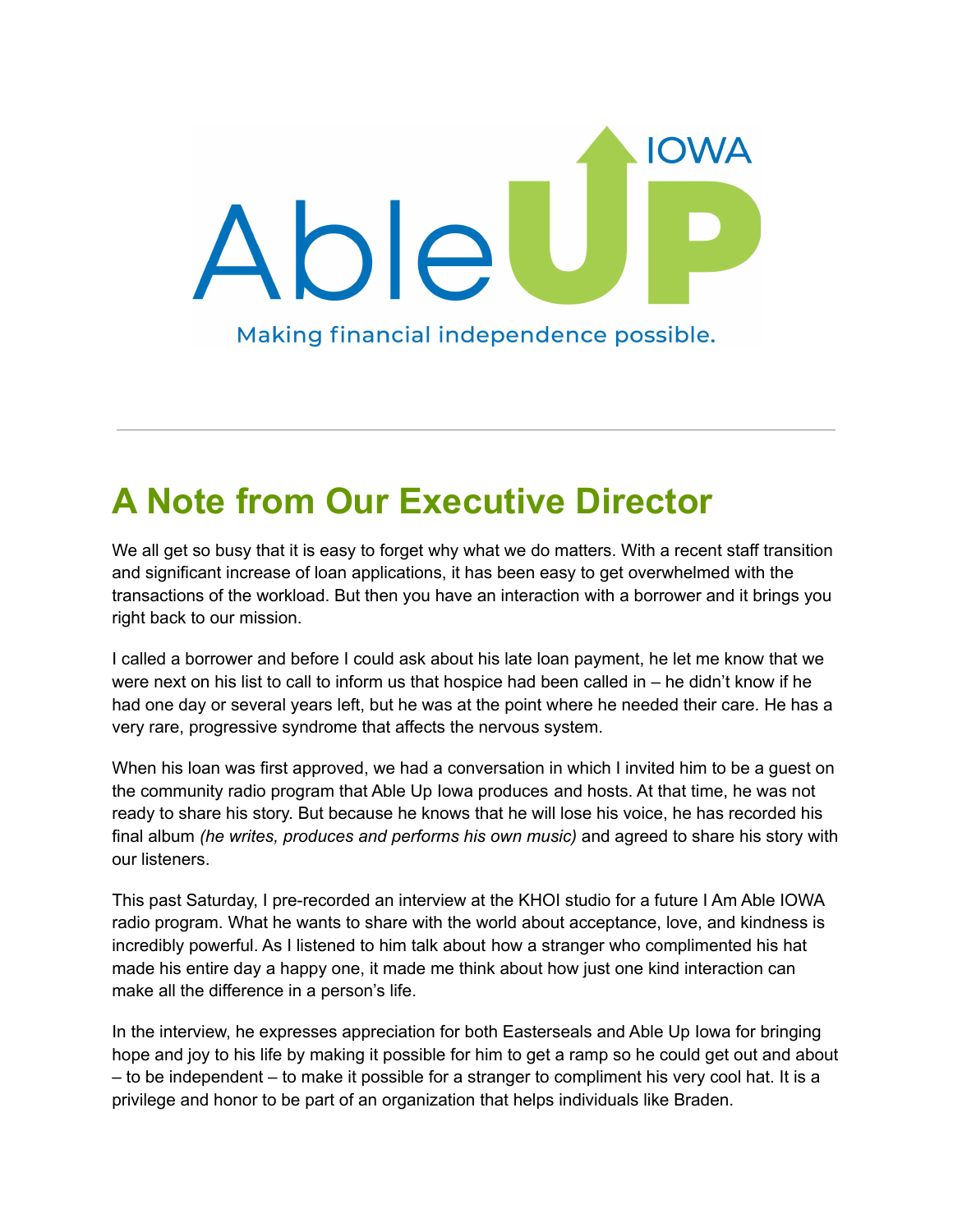AbleUP IOWA

Making financial independence possible.

---

# A Note from Our Executive Director

We all get so busy that it is easy to forget why what we do matters. With a recent staff transition and significant increase of loan applications, it has been easy to get overwhelmed with the transactions of the workload. But then you have an interaction with a borrower and it brings you right back to our mission.

I called a borrower and before I could ask about his late loan payment, he let me know that we were next on his list to call to inform us that hospice had been called in – he didn't know if he had one day or several years left, but he was at the point where he needed their care. He has a very rare, progressive syndrome that affects the nervous system.

When his loan was first approved, we had a conversation in which I invited him to be a guest on the community radio program that Able Up Iowa produces and hosts. At that time, he was not ready to share his story. But because he knows that he will lose his voice, he has recorded his final album *(he writes, produces and performs his own music)* and agreed to share his story with our listeners.

This past Saturday, I pre-recorded an interview at the KHOI studio for a future I Am Able IOWA radio program. What he wants to share with the world about acceptance, love, and kindness is incredibly powerful. As I listened to him talk about how a stranger who complimented his hat made his entire day a happy one, it made me think about how just one kind interaction can make all the difference in a person's life.

In the interview, he expresses appreciation for both Easterseals and Able Up Iowa for bringing hope and joy to his life by making it possible for him to get a ramp so he could get out and about – to be independent – to make it possible for a stranger to compliment his very cool hat. It is a privilege and honor to be part of an organization that helps individuals like Braden.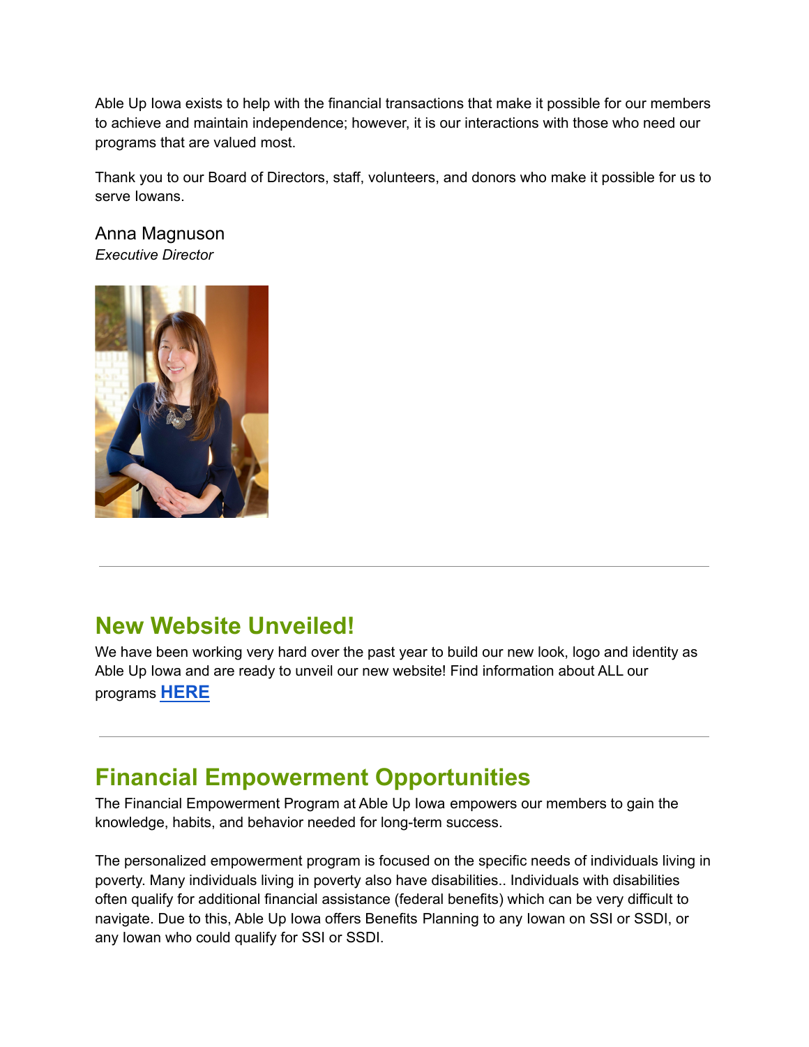Able Up Iowa exists to help with the financial transactions that make it possible for our members to achieve and maintain independence; however, it is our interactions with those who need our programs that are valued most.

Thank you to our Board of Directors, staff, volunteers, and donors who make it possible for us to serve Iowans.

Anna Magnuson
*Executive Director*

---

## New Website Unveiled!

We have been working very hard over the past year to build our new look, logo and identity as Able Up Iowa and are ready to unveil our new website! Find information about ALL our programs **HERE**

---

## Financial Empowerment Opportunities

The Financial Empowerment Program at Able Up Iowa empowers our members to gain the knowledge, habits, and behavior needed for long-term success.

The personalized empowerment program is focused on the specific needs of individuals living in poverty. Many individuals living in poverty also have disabilities.. Individuals with disabilities often qualify for additional financial assistance (federal benefits) which can be very difficult to navigate. Due to this, Able Up Iowa offers Benefits Planning to any Iowan on SSI or SSDI, or any Iowan who could qualify for SSI or SSDI.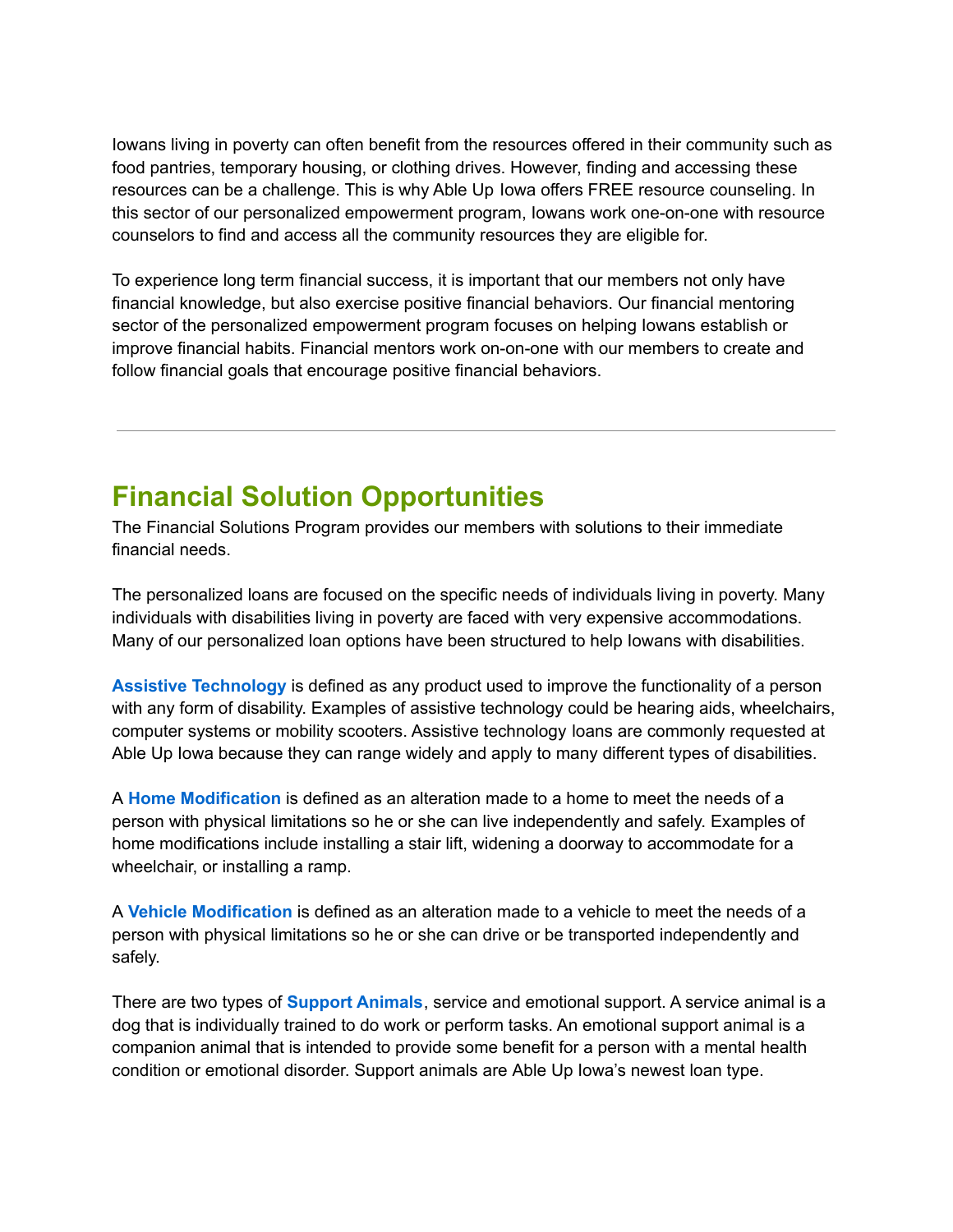Iowans living in poverty can often benefit from the resources offered in their community such as food pantries, temporary housing, or clothing drives. However, finding and accessing these resources can be a challenge. This is why Able Up Iowa offers FREE resource counseling. In this sector of our personalized empowerment program, Iowans work one-on-one with resource counselors to find and access all the community resources they are eligible for.

To experience long term financial success, it is important that our members not only have financial knowledge, but also exercise positive financial behaviors. Our financial mentoring sector of the personalized empowerment program focuses on helping Iowans establish or improve financial habits. Financial mentors work on-on-one with our members to create and follow financial goals that encourage positive financial behaviors.

---

## Financial Solution Opportunities

The Financial Solutions Program provides our members with solutions to their immediate financial needs.

The personalized loans are focused on the specific needs of individuals living in poverty. Many individuals with disabilities living in poverty are faced with very expensive accommodations. Many of our personalized loan options have been structured to help Iowans with disabilities.

**Assistive Technology** is defined as any product used to improve the functionality of a person with any form of disability. Examples of assistive technology could be hearing aids, wheelchairs, computer systems or mobility scooters. Assistive technology loans are commonly requested at Able Up Iowa because they can range widely and apply to many different types of disabilities.

A **Home Modification** is defined as an alteration made to a home to meet the needs of a person with physical limitations so he or she can live independently and safely. Examples of home modifications include installing a stair lift, widening a doorway to accommodate for a wheelchair, or installing a ramp.

A **Vehicle Modification** is defined as an alteration made to a vehicle to meet the needs of a person with physical limitations so he or she can drive or be transported independently and safely.

There are two types of **Support Animals**, service and emotional support. A service animal is a dog that is individually trained to do work or perform tasks. An emotional support animal is a companion animal that is intended to provide some benefit for a person with a mental health condition or emotional disorder. Support animals are Able Up Iowa's newest loan type.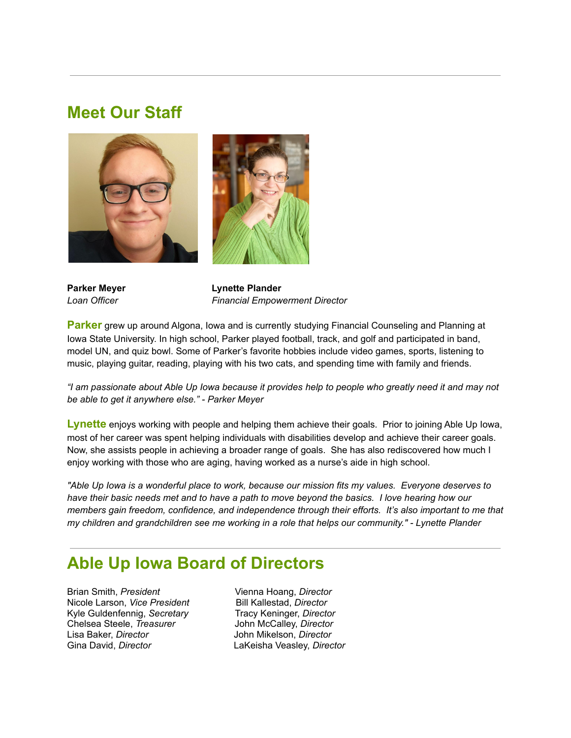## Meet Our Staff

**Parker Meyer**
*Loan Officer*

**Lynette Plander**
*Financial Empowerment Director*

**Parker** grew up around Algona, Iowa and is currently studying Financial Counseling and Planning at Iowa State University. In high school, Parker played football, track, and golf and participated in band, model UN, and quiz bowl. Some of Parker's favorite hobbies include video games, sports, listening to music, playing guitar, reading, playing with his two cats, and spending time with family and friends.

*"I am passionate about Able Up Iowa because it provides help to people who greatly need it and may not be able to get it anywhere else." - Parker Meyer*

**Lynette** enjoys working with people and helping them achieve their goals. Prior to joining Able Up Iowa, most of her career was spent helping individuals with disabilities develop and achieve their career goals. Now, she assists people in achieving a broader range of goals. She has also rediscovered how much I enjoy working with those who are aging, having worked as a nurse's aide in high school.

*"Able Up Iowa is a wonderful place to work, because our mission fits my values. Everyone deserves to have their basic needs met and to have a path to move beyond the basics. I love hearing how our members gain freedom, confidence, and independence through their efforts. It's also important to me that my children and grandchildren see me working in a role that helps our community." - Lynette Plander*

## Able Up Iowa Board of Directors

Brian Smith, *President*
Nicole Larson, *Vice President*
Kyle Guldenfennig, *Secretary*
Chelsea Steele, *Treasurer*
Lisa Baker, *Director*
Gina David, *Director*
Vienna Hoang, *Director*
Bill Kallestad, *Director*
Tracy Keninger, *Director*
John McCalley, *Director*
John Mikelson, *Director*
LaKeisha Veasley, *Director*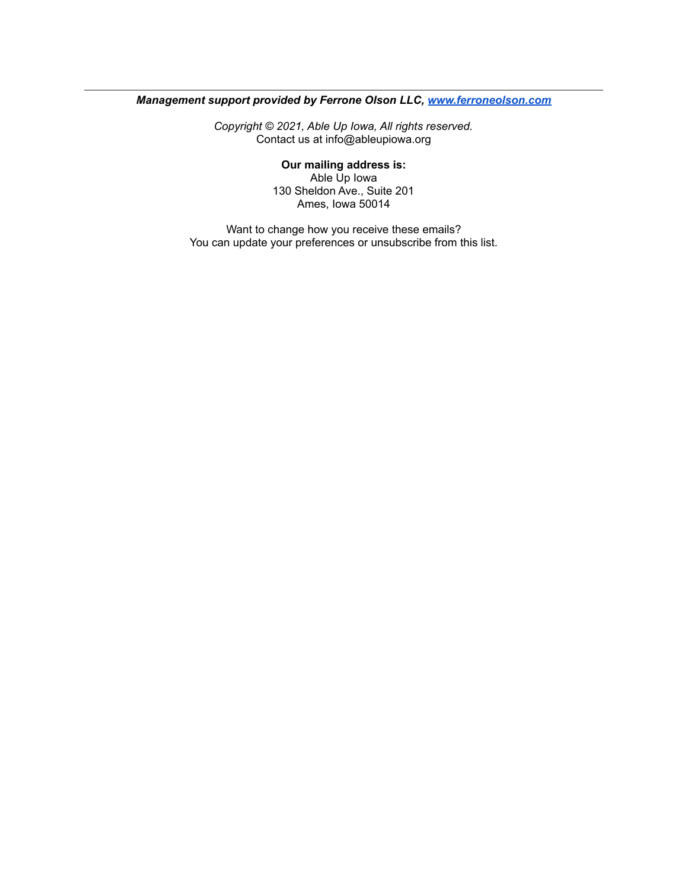---

***Management support provided by Ferrone Olson LLC, [www.ferroneolson.com](http://www.ferroneolson.com)***

*Copyright © 2021, Able Up Iowa, All rights reserved.*
Contact us at info@ableupiowa.org

**Our mailing address is:**
Able Up Iowa
130 Sheldon Ave., Suite 201
Ames, Iowa 50014

Want to change how you receive these emails?
You can update your preferences or unsubscribe from this list.